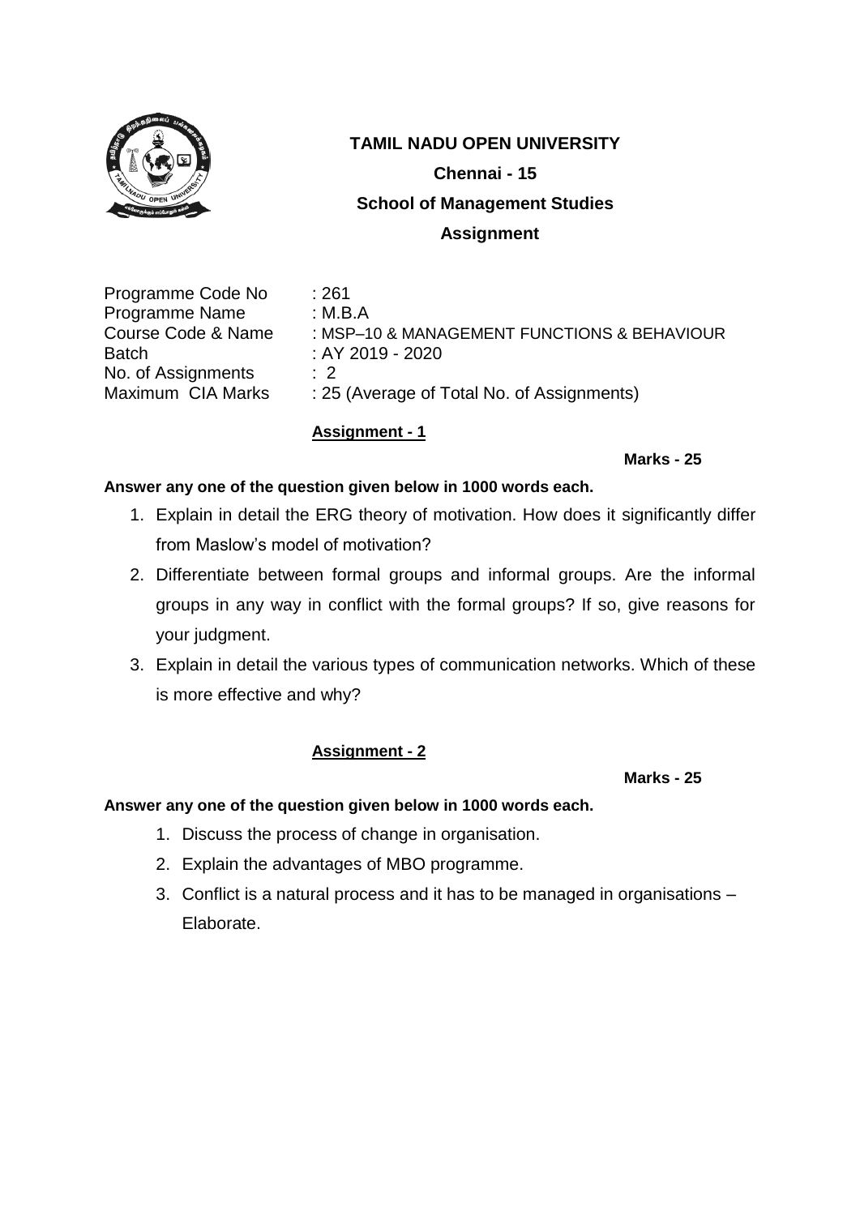# TAMIL NADU OPEN UNIVERSITY

**Chennai - 15**

**School of Management Studies**

**Assignment**

| | |
|---|---|
| Programme Code No | : 261 |
| Programme Name | : M.B.A |
| Course Code & Name | : MSP–10 & MANAGEMENT FUNCTIONS & BEHAVIOUR |
| Batch | : AY 2019 - 2020 |
| No. of Assignments | : 2 |
| Maximum CIA Marks | : 25 (Average of Total No. of Assignments) |

## Assignment - 1

**Marks - 25**

**Answer any one of the question given below in 1000 words each.**

1. Explain in detail the ERG theory of motivation. How does it significantly differ from Maslow's model of motivation?
2. Differentiate between formal groups and informal groups. Are the informal groups in any way in conflict with the formal groups? If so, give reasons for your judgment.
3. Explain in detail the various types of communication networks. Which of these is more effective and why?

## Assignment - 2

**Marks - 25**

**Answer any one of the question given below in 1000 words each.**

1. Discuss the process of change in organisation.
2. Explain the advantages of MBO programme.
3. Conflict is a natural process and it has to be managed in organisations – Elaborate.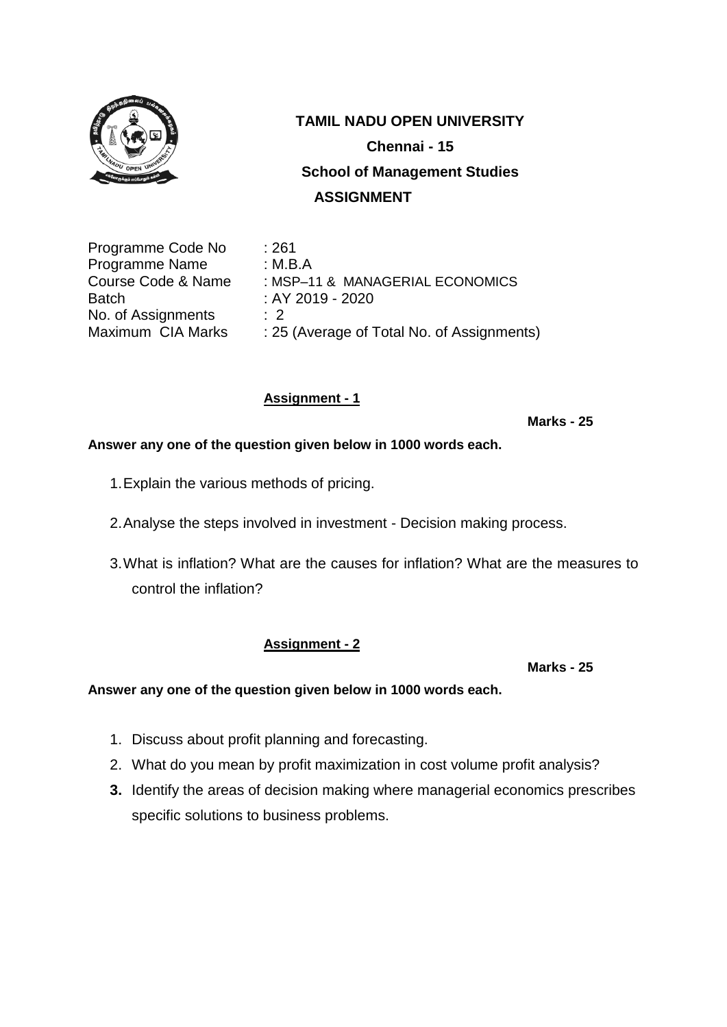# TAMIL NADU OPEN UNIVERSITY

**Chennai - 15**

**School of Management Studies**

**ASSIGNMENT**

| | |
|---|---|
| Programme Code No | : 261 |
| Programme Name | : M.B.A |
| Course Code & Name | : MSP–11 & MANAGERIAL ECONOMICS |
| Batch | : AY 2019 - 2020 |
| No. of Assignments | : 2 |
| Maximum CIA Marks | : 25 (Average of Total No. of Assignments) |

## Assignment - 1

**Marks - 25**

**Answer any one of the question given below in 1000 words each.**

1. Explain the various methods of pricing.
2. Analyse the steps involved in investment - Decision making process.
3. What is inflation? What are the causes for inflation? What are the measures to control the inflation?

## Assignment - 2

**Marks - 25**

**Answer any one of the question given below in 1000 words each.**

1. Discuss about profit planning and forecasting.
2. What do you mean by profit maximization in cost volume profit analysis?
3. Identify the areas of decision making where managerial economics prescribes specific solutions to business problems.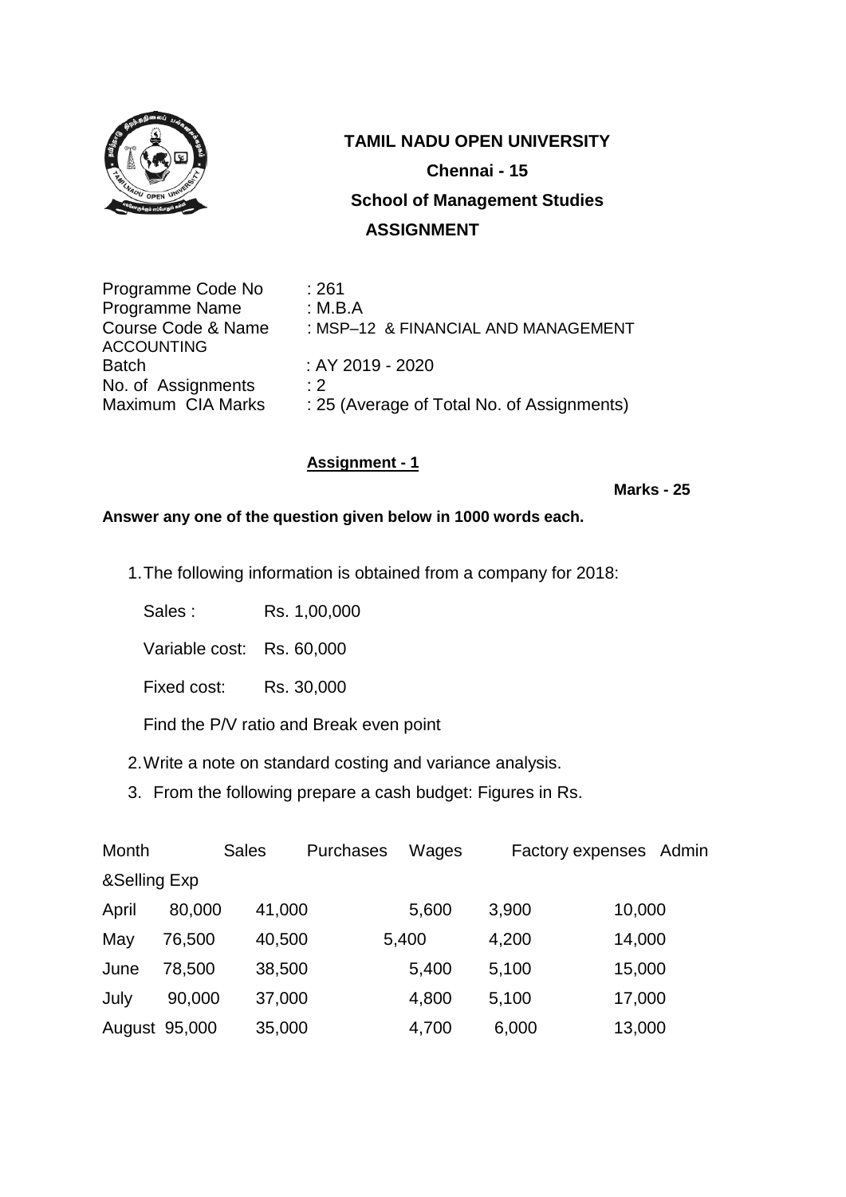**TAMIL NADU OPEN UNIVERSITY**

**Chennai - 15**

**School of Management Studies**

**ASSIGNMENT**

Programme Code No : 261
Programme Name : M.B.A
Course Code & Name : MSP–12 & FINANCIAL AND MANAGEMENT ACCOUNTING
Batch : AY 2019 - 2020
No. of Assignments : 2
Maximum CIA Marks : 25 (Average of Total No. of Assignments)

**Assignment - 1**

**Marks - 25**

**Answer any one of the question given below in 1000 words each.**

1. The following information is obtained from a company for 2018:

   Sales : Rs. 1,00,000

   Variable cost: Rs. 60,000

   Fixed cost: Rs. 30,000

   Find the P/V ratio and Break even point

2. Write a note on standard costing and variance analysis.

3. From the following prepare a cash budget: Figures in Rs.

| Month | Sales | Purchases | Wages | Factory expenses | Admin &Selling Exp |
|---|---|---|---|---|---|
| April | 80,000 | 41,000 | 5,600 | 3,900 | 10,000 |
| May | 76,500 | 40,500 | 5,400 | 4,200 | 14,000 |
| June | 78,500 | 38,500 | 5,400 | 5,100 | 15,000 |
| July | 90,000 | 37,000 | 4,800 | 5,100 | 17,000 |
| August | 95,000 | 35,000 | 4,700 | 6,000 | 13,000 |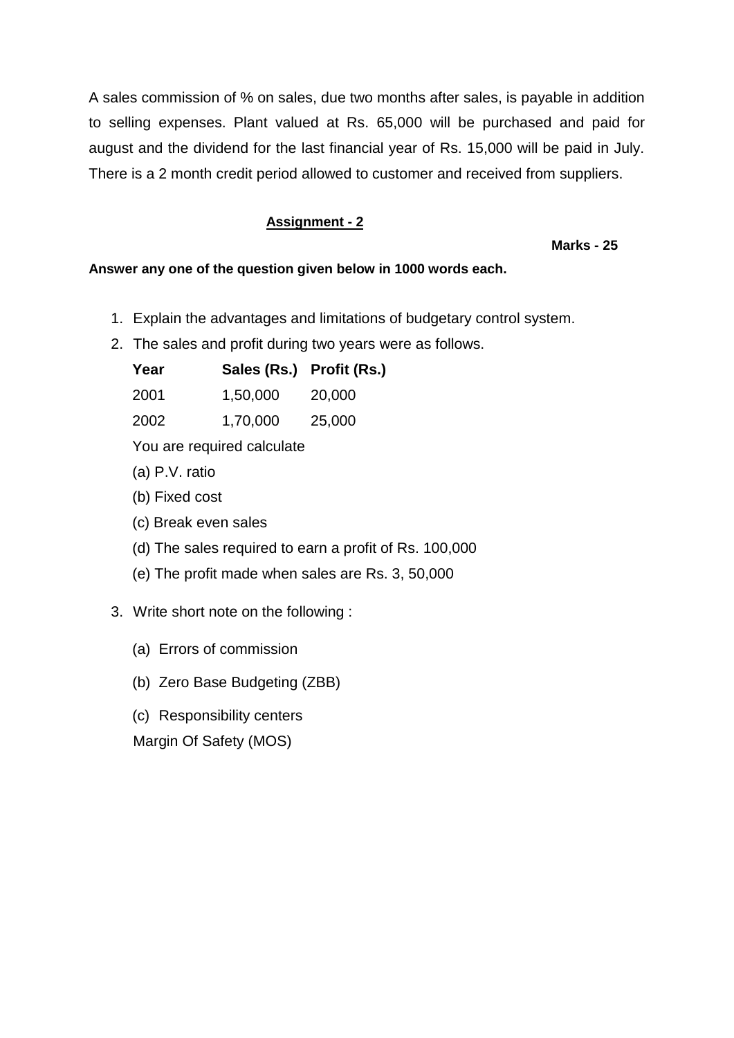A sales commission of % on sales, due two months after sales, is payable in addition to selling expenses. Plant valued at Rs. 65,000 will be purchased and paid for august and the dividend for the last financial year of Rs. 15,000 will be paid in July. There is a 2 month credit period allowed to customer and received from suppliers.

## Assignment - 2

**Marks - 25**

**Answer any one of the question given below in 1000 words each.**

1. Explain the advantages and limitations of budgetary control system.
2. The sales and profit during two years were as follows.

| Year | Sales (Rs.) | Profit (Rs.) |
|---|---|---|
| 2001 | 1,50,000 | 20,000 |
| 2002 | 1,70,000 | 25,000 |

You are required calculate

(a) P.V. ratio

(b) Fixed cost

(c) Break even sales

(d) The sales required to earn a profit of Rs. 100,000

(e) The profit made when sales are Rs. 3, 50,000

3. Write short note on the following :

(a) Errors of commission

(b) Zero Base Budgeting (ZBB)

(c) Responsibility centers

Margin Of Safety (MOS)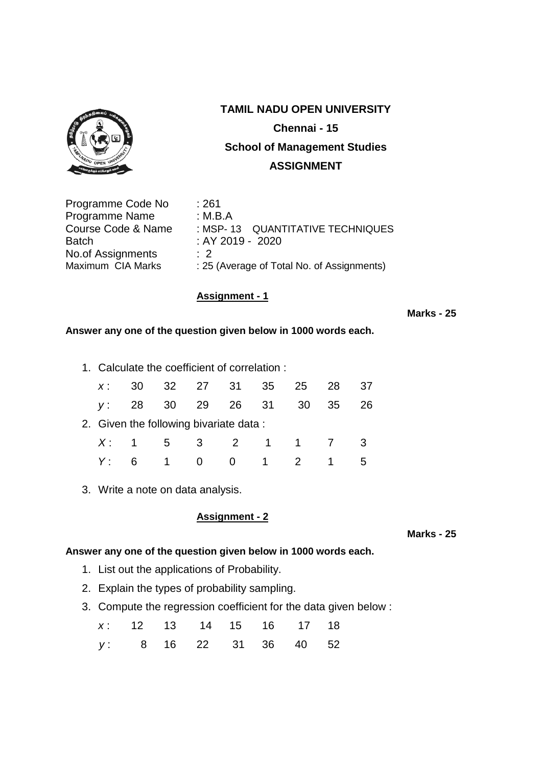# TAMIL NADU OPEN UNIVERSITY

**Chennai - 15**

**School of Management Studies**

**ASSIGNMENT**

| | |
|---|---|
| Programme Code No | : 261 |
| Programme Name | : M.B.A |
| Course Code & Name | : MSP- 13 QUANTITATIVE TECHNIQUES |
| Batch | : AY 2019 - 2020 |
| No.of Assignments | : 2 |
| Maximum CIA Marks | : 25 (Average of Total No. of Assignments) |

## Assignment - 1

**Marks - 25**

**Answer any one of the question given below in 1000 words each.**

1. Calculate the coefficient of correlation :

| $x$ : | 30 | 32 | 27 | 31 | 35 | 25 | 28 | 37 |
|---|---|---|---|---|---|---|---|---|
| $y$ : | 28 | 30 | 29 | 26 | 31 | 30 | 35 | 26 |

2. Given the following bivariate data :

| $X$ : | 1 | 5 | 3 | 2 | 1 | 1 | 7 | 3 |
|---|---|---|---|---|---|---|---|---|
| $Y$ : | 6 | 1 | 0 | 0 | 1 | 2 | 1 | 5 |

3. Write a note on data analysis.

## Assignment - 2

**Marks - 25**

**Answer any one of the question given below in 1000 words each.**

1. List out the applications of Probability.
2. Explain the types of probability sampling.
3. Compute the regression coefficient for the data given below :

| $x$ : | 12 | 13 | 14 | 15 | 16 | 17 | 18 |
|---|---|---|---|---|---|---|---|
| $y$ : | 8 | 16 | 22 | 31 | 36 | 40 | 52 |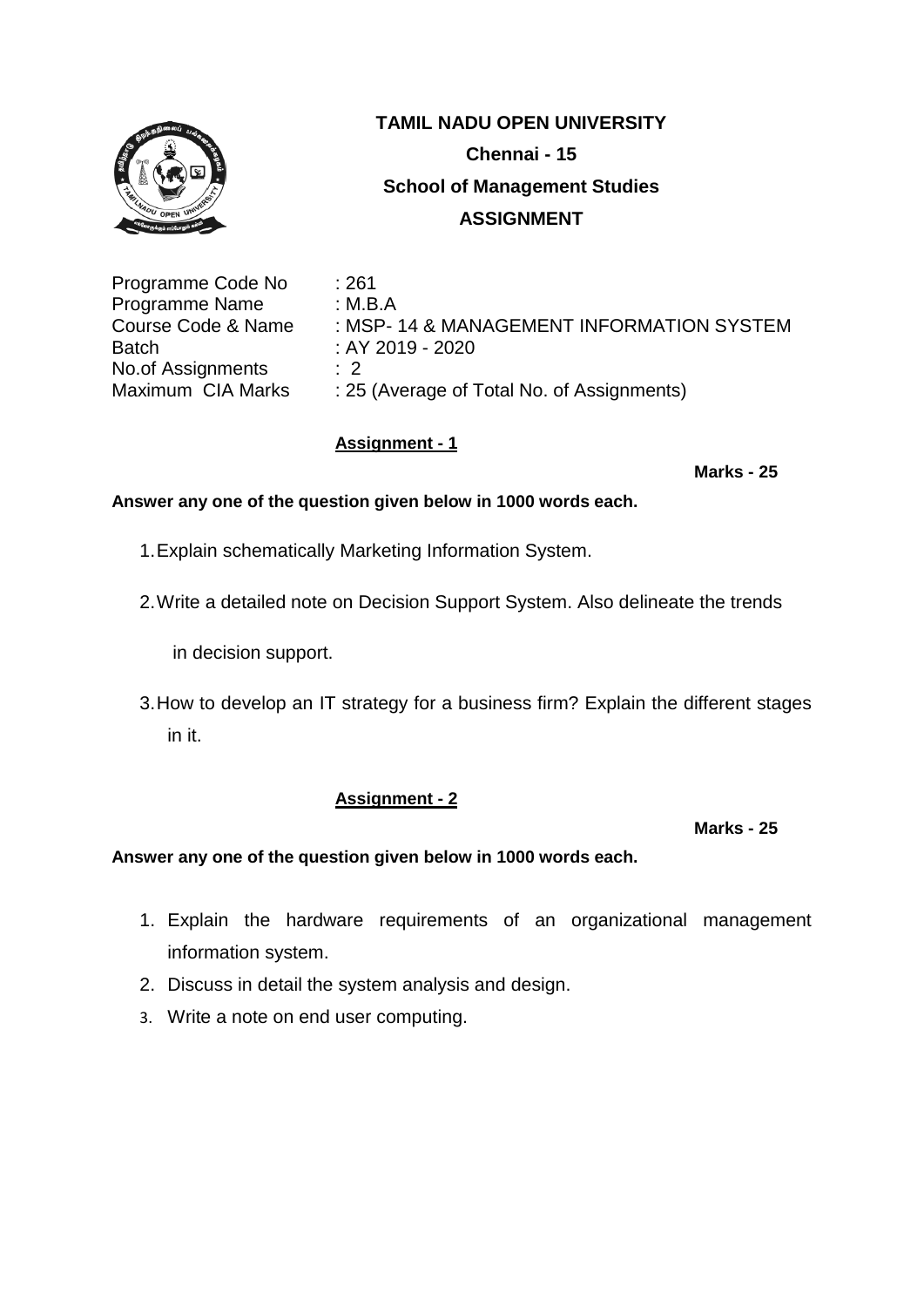**TAMIL NADU OPEN UNIVERSITY**

**Chennai - 15**

**School of Management Studies**

**ASSIGNMENT**

| | |
|---|---|
| Programme Code No | : 261 |
| Programme Name | : M.B.A |
| Course Code & Name | : MSP- 14 & MANAGEMENT INFORMATION SYSTEM |
| Batch | : AY 2019 - 2020 |
| No.of Assignments | : 2 |
| Maximum CIA Marks | : 25 (Average of Total No. of Assignments) |

**Assignment - 1**

**Marks - 25**

**Answer any one of the question given below in 1000 words each.**

1. Explain schematically Marketing Information System.
2. Write a detailed note on Decision Support System. Also delineate the trends in decision support.
3. How to develop an IT strategy for a business firm? Explain the different stages in it.

**Assignment - 2**

**Marks - 25**

**Answer any one of the question given below in 1000 words each.**

1. Explain the hardware requirements of an organizational management information system.
2. Discuss in detail the system analysis and design.
3. Write a note on end user computing.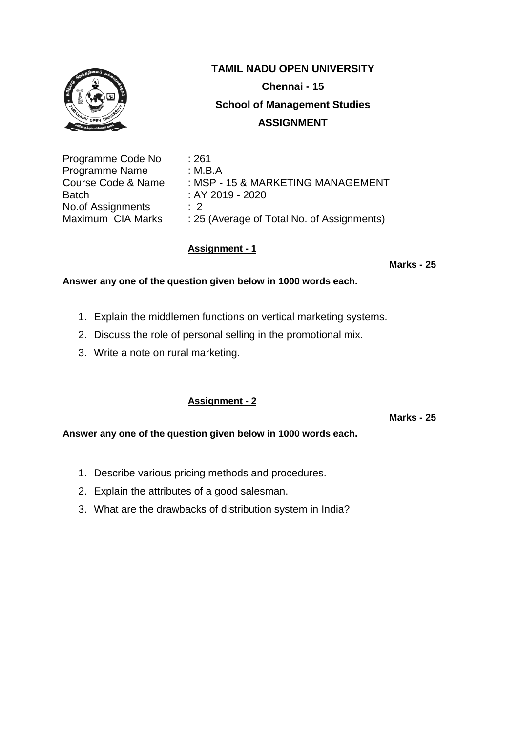# TAMIL NADU OPEN UNIVERSITY

**Chennai - 15**

**School of Management Studies**

**ASSIGNMENT**

| | |
|---|---|
| Programme Code No | : 261 |
| Programme Name | : M.B.A |
| Course Code & Name | : MSP - 15 & MARKETING MANAGEMENT |
| Batch | : AY 2019 - 2020 |
| No.of Assignments | : 2 |
| Maximum CIA Marks | : 25 (Average of Total No. of Assignments) |

## Assignment - 1

**Marks - 25**

**Answer any one of the question given below in 1000 words each.**

1. Explain the middlemen functions on vertical marketing systems.
2. Discuss the role of personal selling in the promotional mix.
3. Write a note on rural marketing.

## Assignment - 2

**Marks - 25**

**Answer any one of the question given below in 1000 words each.**

1. Describe various pricing methods and procedures.
2. Explain the attributes of a good salesman.
3. What are the drawbacks of distribution system in India?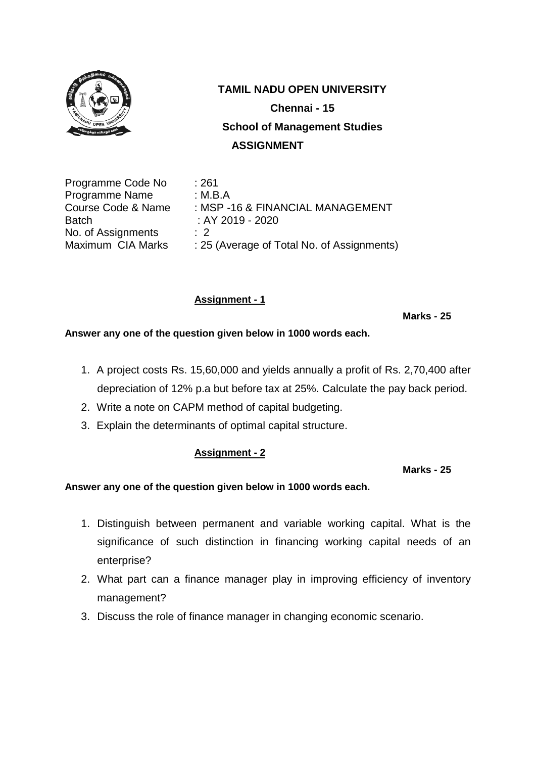# TAMIL NADU OPEN UNIVERSITY

**Chennai - 15**

**School of Management Studies**

**ASSIGNMENT**

Programme Code No : 261
Programme Name : M.B.A
Course Code & Name : MSP -16 & FINANCIAL MANAGEMENT
Batch : AY 2019 - 2020
No. of Assignments : 2
Maximum CIA Marks : 25 (Average of Total No. of Assignments)

## Assignment - 1

**Marks - 25**

**Answer any one of the question given below in 1000 words each.**

1. A project costs Rs. 15,60,000 and yields annually a profit of Rs. 2,70,400 after depreciation of 12% p.a but before tax at 25%. Calculate the pay back period.
2. Write a note on CAPM method of capital budgeting.
3. Explain the determinants of optimal capital structure.

## Assignment - 2

**Marks - 25**

**Answer any one of the question given below in 1000 words each.**

1. Distinguish between permanent and variable working capital. What is the significance of such distinction in financing working capital needs of an enterprise?
2. What part can a finance manager play in improving efficiency of inventory management?
3. Discuss the role of finance manager in changing economic scenario.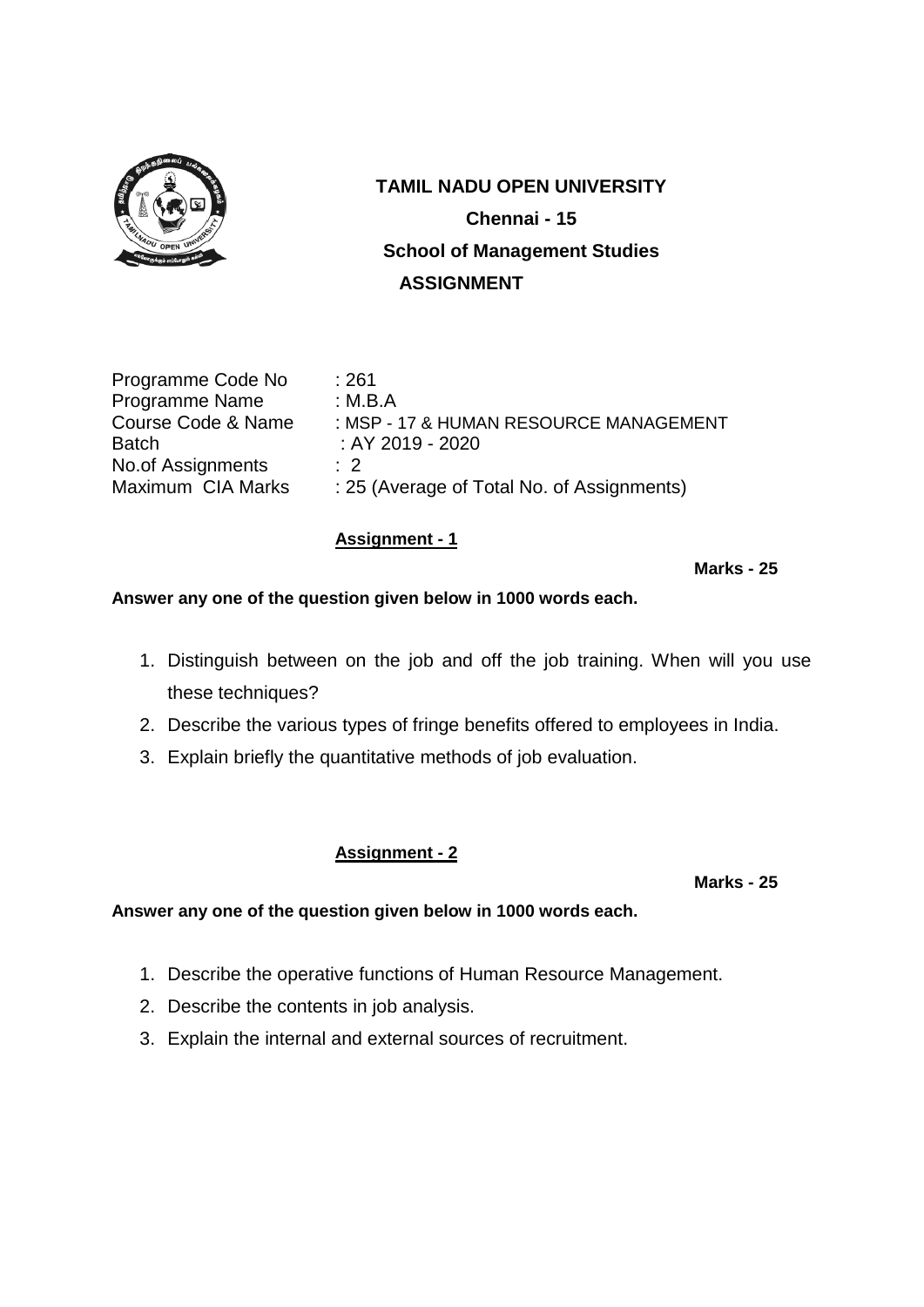# TAMIL NADU OPEN UNIVERSITY

**Chennai - 15**

**School of Management Studies**

**ASSIGNMENT**

| | |
|---|---|
| Programme Code No | : 261 |
| Programme Name | : M.B.A |
| Course Code & Name | : MSP - 17 & HUMAN RESOURCE MANAGEMENT |
| Batch | : AY 2019 - 2020 |
| No.of Assignments | : 2 |
| Maximum CIA Marks | : 25 (Average of Total No. of Assignments) |

## Assignment - 1

**Marks - 25**

**Answer any one of the question given below in 1000 words each.**

1. Distinguish between on the job and off the job training. When will you use these techniques?
2. Describe the various types of fringe benefits offered to employees in India.
3. Explain briefly the quantitative methods of job evaluation.

## Assignment - 2

**Marks - 25**

**Answer any one of the question given below in 1000 words each.**

1. Describe the operative functions of Human Resource Management.
2. Describe the contents in job analysis.
3. Explain the internal and external sources of recruitment.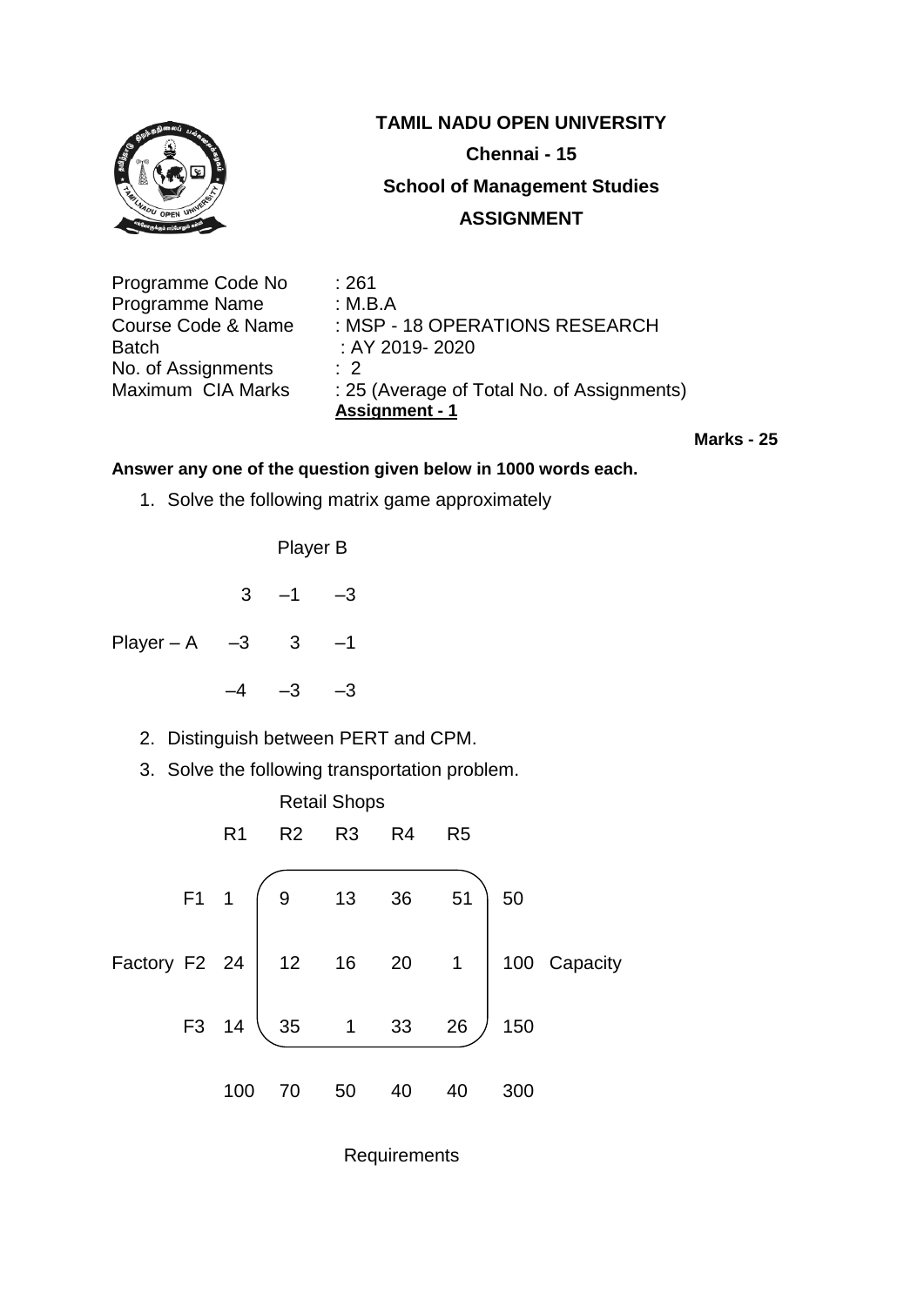# TAMIL NADU OPEN UNIVERSITY

**Chennai - 15**

**School of Management Studies**

**ASSIGNMENT**

| | |
|---|---|
| Programme Code No | : 261 |
| Programme Name | : M.B.A |
| Course Code & Name | : MSP - 18 OPERATIONS RESEARCH |
| Batch | : AY 2019- 2020 |
| No. of Assignments | : 2 |
| Maximum CIA Marks | : 25 (Average of Total No. of Assignments) |

**Assignment - 1**

**Marks - 25**

**Answer any one of the question given below in 1000 words each.**

1. Solve the following matrix game approximately

Player B

| | | | |
|---|---|---|---|
| | 3 | –1 | –3 |
| Player – A | –3 | 3 | –1 |
| | –4 | –3 | –3 |

2. Distinguish between PERT and CPM.
3. Solve the following transportation problem.

Retail Shops

| | R1 | R2 | R3 | R4 | R5 | |
|---|---|---|---|---|---|---|
| Factory F1 | 1 | 9 | 13 | 36 | 51 | 50 |
| Factory F2 | 24 | 12 | 16 | 20 | 1 | 100 Capacity |
| Factory F3 | 14 | 35 | 1 | 33 | 26 | 150 |
| | 100 | 70 | 50 | 40 | 40 | 300 |

Requirements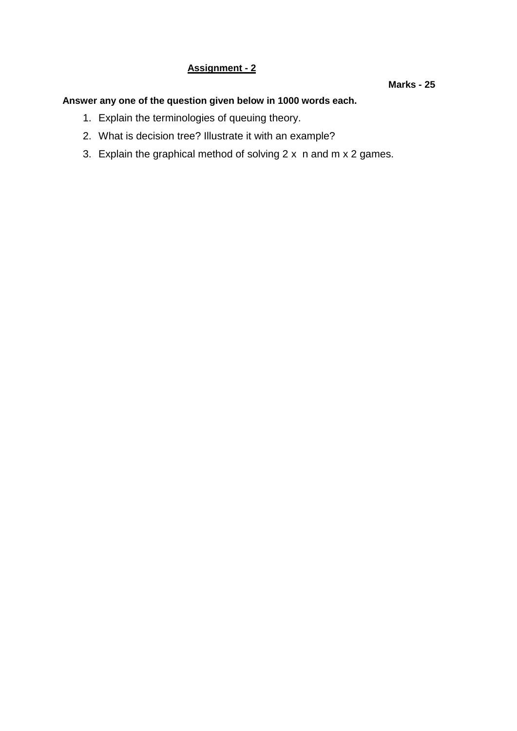## Assignment - 2

**Marks - 25**

**Answer any one of the question given below in 1000 words each.**

1. Explain the terminologies of queuing theory.
2. What is decision tree? Illustrate it with an example?
3. Explain the graphical method of solving 2 x n and m x 2 games.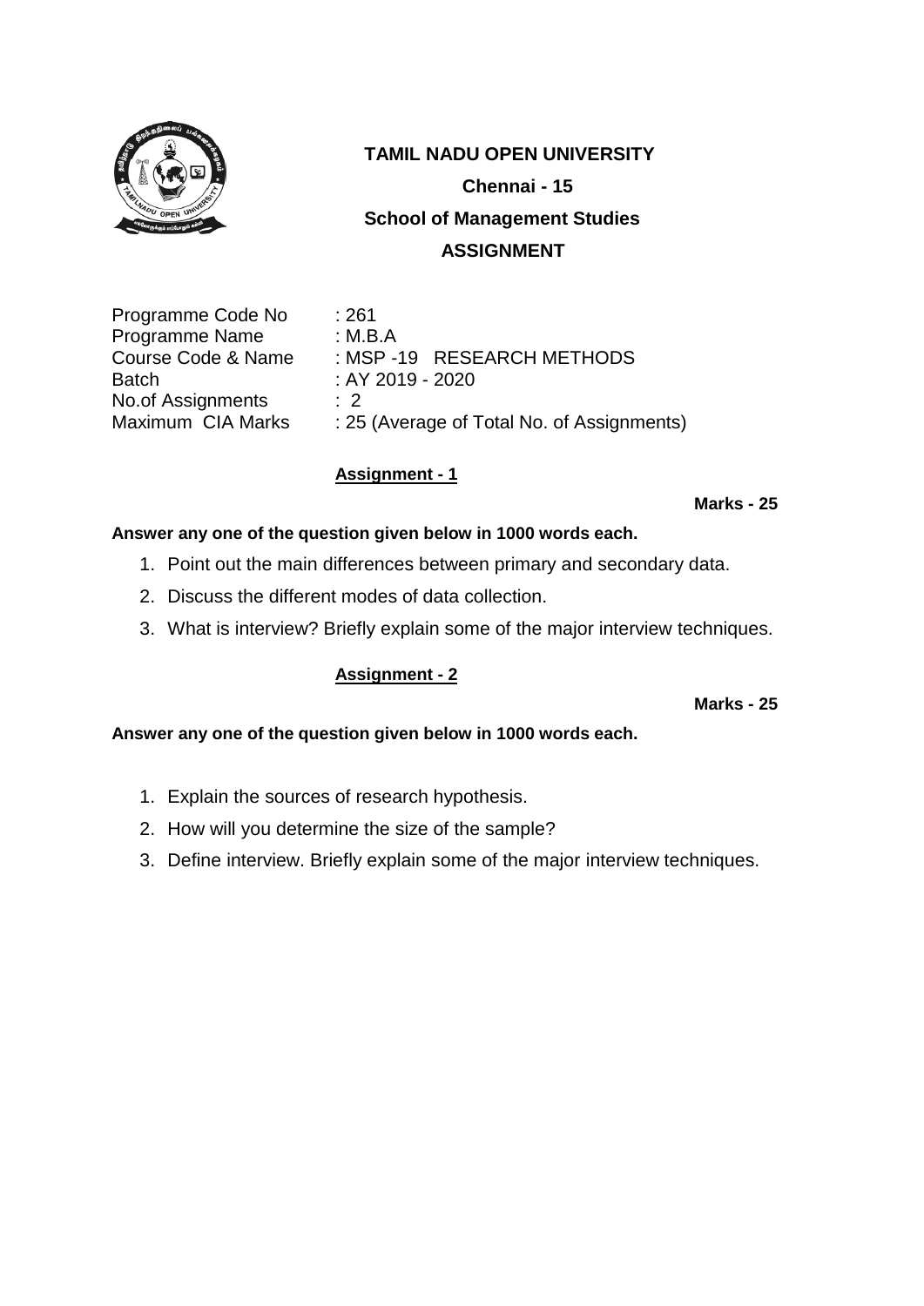# TAMIL NADU OPEN UNIVERSITY

**Chennai - 15**

**School of Management Studies**

**ASSIGNMENT**

| | |
|---|---|
| Programme Code No | : 261 |
| Programme Name | : M.B.A |
| Course Code & Name | : MSP -19 RESEARCH METHODS |
| Batch | : AY 2019 - 2020 |
| No.of Assignments | : 2 |
| Maximum CIA Marks | : 25 (Average of Total No. of Assignments) |

## Assignment - 1

**Marks - 25**

**Answer any one of the question given below in 1000 words each.**

1. Point out the main differences between primary and secondary data.
2. Discuss the different modes of data collection.
3. What is interview? Briefly explain some of the major interview techniques.

## Assignment - 2

**Marks - 25**

**Answer any one of the question given below in 1000 words each.**

1. Explain the sources of research hypothesis.
2. How will you determine the size of the sample?
3. Define interview. Briefly explain some of the major interview techniques.